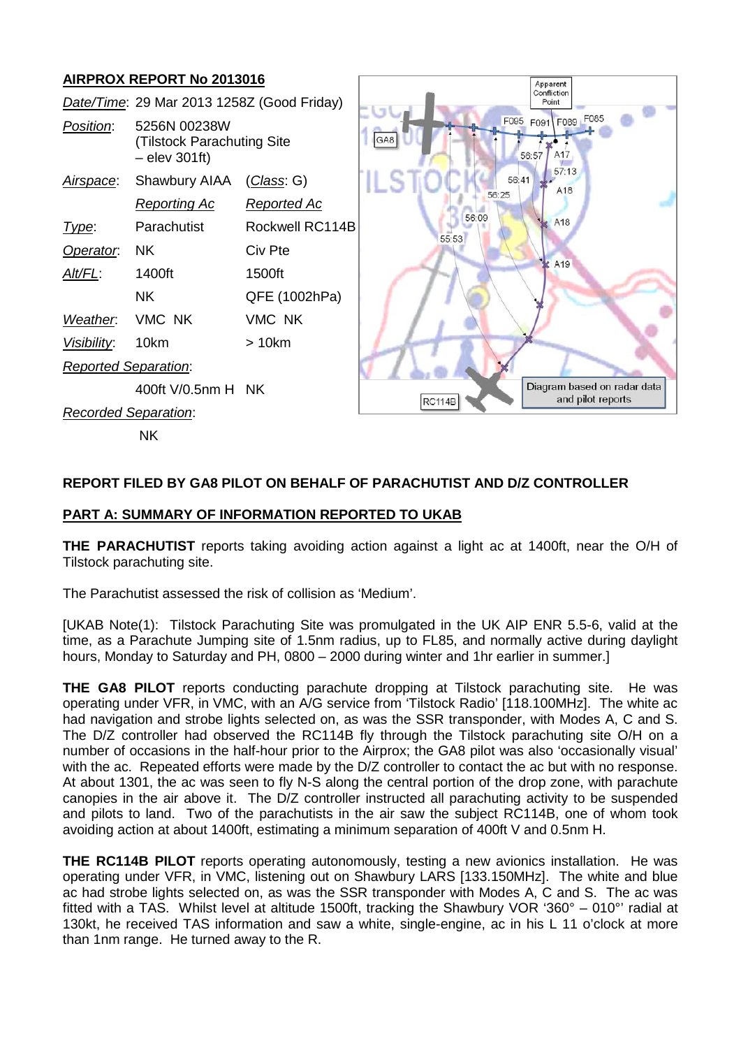## AIRPROX REPORT No 2013016

| | | |
|---|---|---|
| *Date/Time*: | 29 Mar 2013 1258Z (Good Friday) | |
| *Position*: | 5256N 00238W (Tilstock Parachuting Site – elev 301ft) | |
| *Airspace*: | Shawbury AIAA | (*Class*: G) |
| | *Reporting Ac* | *Reported Ac* |
| *Type*: | Parachutist | Rockwell RC114B |
| *Operator*: | NK | Civ Pte |
| *Alt/FL*: | 1400ft | 1500ft |
| | NK | QFE (1002hPa) |
| *Weather*: | VMC NK | VMC NK |
| *Visibility*: | 10km | > 10km |
| *Reported Separation*: | | |
| | 400ft V/0.5nm H | NK |
| *Recorded Separation*: | | |
| | NK | |

Diagram based on radar data and pilot reports

**REPORT FILED BY GA8 PILOT ON BEHALF OF PARACHUTIST AND D/Z CONTROLLER**

**PART A: SUMMARY OF INFORMATION REPORTED TO UKAB**

**THE PARACHUTIST** reports taking avoiding action against a light ac at 1400ft, near the O/H of Tilstock parachuting site.

The Parachutist assessed the risk of collision as 'Medium'.

[UKAB Note(1): Tilstock Parachuting Site was promulgated in the UK AIP ENR 5.5-6, valid at the time, as a Parachute Jumping site of 1.5nm radius, up to FL85, and normally active during daylight hours, Monday to Saturday and PH, 0800 – 2000 during winter and 1hr earlier in summer.]

**THE GA8 PILOT** reports conducting parachute dropping at Tilstock parachuting site. He was operating under VFR, in VMC, with an A/G service from 'Tilstock Radio' [118.100MHz]. The white ac had navigation and strobe lights selected on, as was the SSR transponder, with Modes A, C and S. The D/Z controller had observed the RC114B fly through the Tilstock parachuting site O/H on a number of occasions in the half-hour prior to the Airprox; the GA8 pilot was also 'occasionally visual' with the ac. Repeated efforts were made by the D/Z controller to contact the ac but with no response. At about 1301, the ac was seen to fly N-S along the central portion of the drop zone, with parachute canopies in the air above it. The D/Z controller instructed all parachuting activity to be suspended and pilots to land. Two of the parachutists in the air saw the subject RC114B, one of whom took avoiding action at about 1400ft, estimating a minimum separation of 400ft V and 0.5nm H.

**THE RC114B PILOT** reports operating autonomously, testing a new avionics installation. He was operating under VFR, in VMC, listening out on Shawbury LARS [133.150MHz]. The white and blue ac had strobe lights selected on, as was the SSR transponder with Modes A, C and S. The ac was fitted with a TAS. Whilst level at altitude 1500ft, tracking the Shawbury VOR '360° – 010°' radial at 130kt, he received TAS information and saw a white, single-engine, ac in his L 11 o'clock at more than 1nm range. He turned away to the R.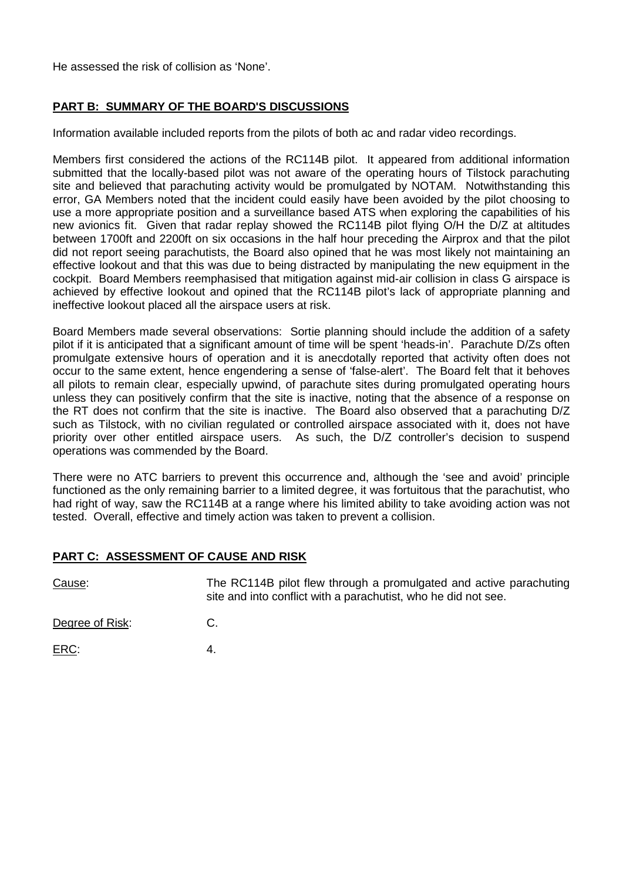He assessed the risk of collision as 'None'.

## PART B: SUMMARY OF THE BOARD'S DISCUSSIONS

Information available included reports from the pilots of both ac and radar video recordings.

Members first considered the actions of the RC114B pilot. It appeared from additional information submitted that the locally-based pilot was not aware of the operating hours of Tilstock parachuting site and believed that parachuting activity would be promulgated by NOTAM. Notwithstanding this error, GA Members noted that the incident could easily have been avoided by the pilot choosing to use a more appropriate position and a surveillance based ATS when exploring the capabilities of his new avionics fit. Given that radar replay showed the RC114B pilot flying O/H the D/Z at altitudes between 1700ft and 2200ft on six occasions in the half hour preceding the Airprox and that the pilot did not report seeing parachutists, the Board also opined that he was most likely not maintaining an effective lookout and that this was due to being distracted by manipulating the new equipment in the cockpit. Board Members reemphasised that mitigation against mid-air collision in class G airspace is achieved by effective lookout and opined that the RC114B pilot's lack of appropriate planning and ineffective lookout placed all the airspace users at risk.

Board Members made several observations: Sortie planning should include the addition of a safety pilot if it is anticipated that a significant amount of time will be spent 'heads-in'. Parachute D/Zs often promulgate extensive hours of operation and it is anecdotally reported that activity often does not occur to the same extent, hence engendering a sense of 'false-alert'. The Board felt that it behoves all pilots to remain clear, especially upwind, of parachute sites during promulgated operating hours unless they can positively confirm that the site is inactive, noting that the absence of a response on the RT does not confirm that the site is inactive. The Board also observed that a parachuting D/Z such as Tilstock, with no civilian regulated or controlled airspace associated with it, does not have priority over other entitled airspace users. As such, the D/Z controller's decision to suspend operations was commended by the Board.

There were no ATC barriers to prevent this occurrence and, although the 'see and avoid' principle functioned as the only remaining barrier to a limited degree, it was fortuitous that the parachutist, who had right of way, saw the RC114B at a range where his limited ability to take avoiding action was not tested. Overall, effective and timely action was taken to prevent a collision.

## PART C: ASSESSMENT OF CAUSE AND RISK

Cause: The RC114B pilot flew through a promulgated and active parachuting site and into conflict with a parachutist, who he did not see.

Degree of Risk: C.

ERC: 4.